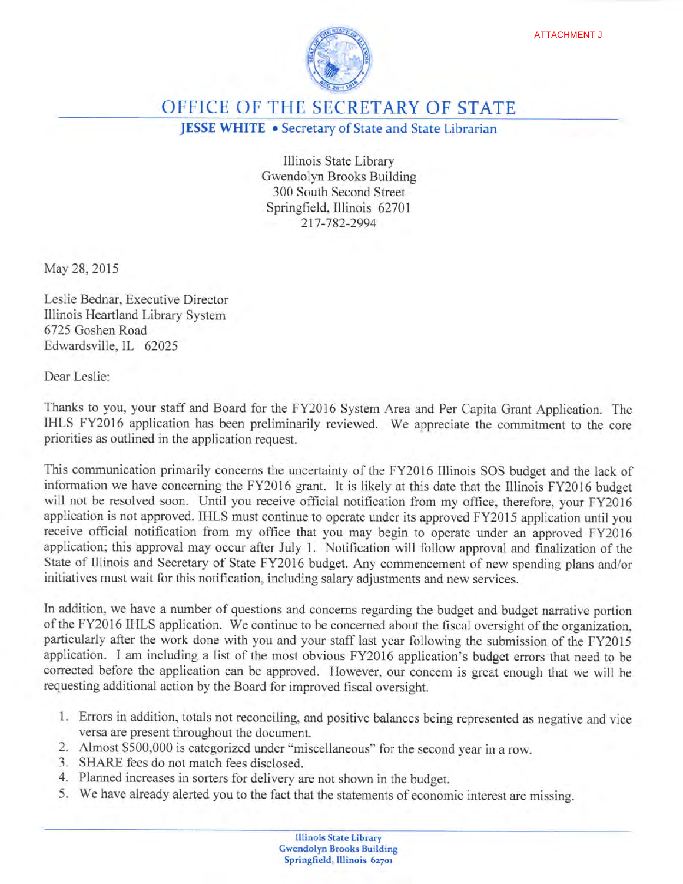ATTACHMENT J

# OFFICE OF THE SECRETARY OF STATE

**JESSE WHITE** • Secretary of State and State Librarian

Illinois State Library
Gwendolyn Brooks Building
300 South Second Street
Springfield, Illinois 62701
217-782-2994

May 28, 2015

Leslie Bednar, Executive Director
Illinois Heartland Library System
6725 Goshen Road
Edwardsville, IL 62025

Dear Leslie:

Thanks to you, your staff and Board for the FY2016 System Area and Per Capita Grant Application. The IHLS FY2016 application has been preliminarily reviewed. We appreciate the commitment to the core priorities as outlined in the application request.

This communication primarily concerns the uncertainty of the FY2016 Illinois SOS budget and the lack of information we have concerning the FY2016 grant. It is likely at this date that the Illinois FY2016 budget will not be resolved soon. Until you receive official notification from my office, therefore, your FY2016 application is not approved. IHLS must continue to operate under its approved FY2015 application until you receive official notification from my office that you may begin to operate under an approved FY2016 application; this approval may occur after July 1. Notification will follow approval and finalization of the State of Illinois and Secretary of State FY2016 budget. Any commencement of new spending plans and/or initiatives must wait for this notification, including salary adjustments and new services.

In addition, we have a number of questions and concerns regarding the budget and budget narrative portion of the FY2016 IHLS application. We continue to be concerned about the fiscal oversight of the organization, particularly after the work done with you and your staff last year following the submission of the FY2015 application. I am including a list of the most obvious FY2016 application's budget errors that need to be corrected before the application can be approved. However, our concern is great enough that we will be requesting additional action by the Board for improved fiscal oversight.

1. Errors in addition, totals not reconciling, and positive balances being represented as negative and vice versa are present throughout the document.
2. Almost $500,000 is categorized under "miscellaneous" for the second year in a row.
3. SHARE fees do not match fees disclosed.
4. Planned increases in sorters for delivery are not shown in the budget.
5. We have already alerted you to the fact that the statements of economic interest are missing.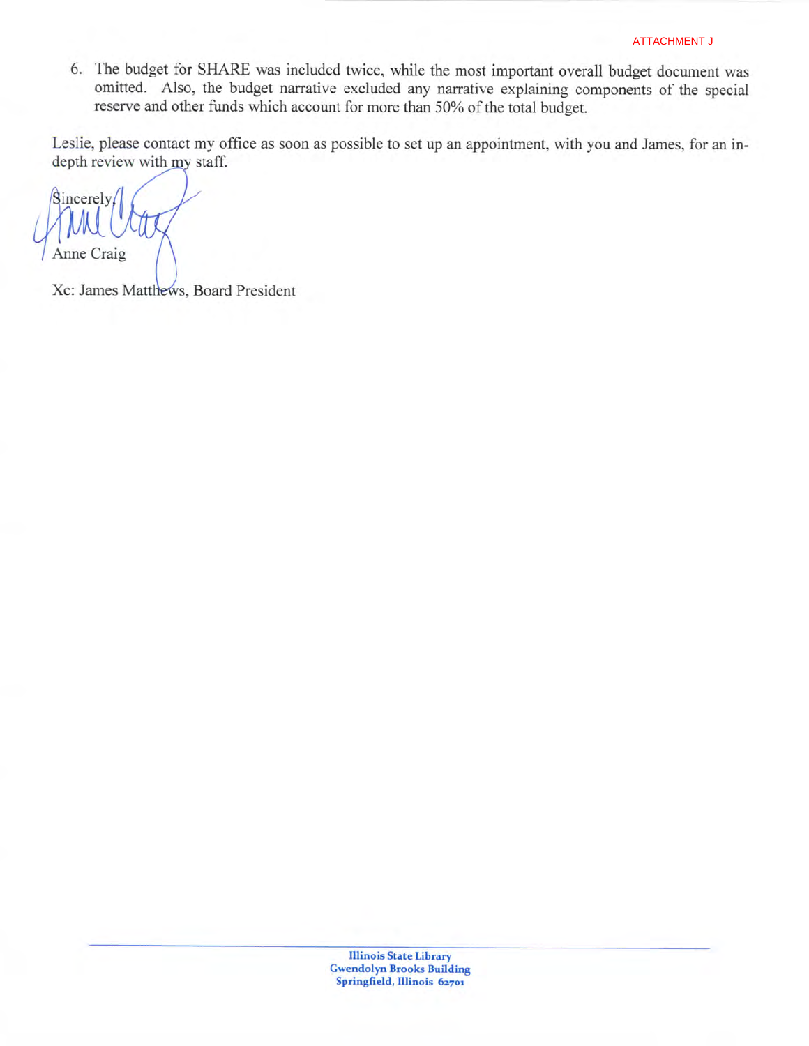ATTACHMENT J

6. The budget for SHARE was included twice, while the most important overall budget document was omitted. Also, the budget narrative excluded any narrative explaining components of the special reserve and other funds which account for more than 50% of the total budget.

Leslie, please contact my office as soon as possible to set up an appointment, with you and James, for an in-depth review with my staff.

Sincerely,

Anne Craig

Xc: James Matthews, Board President

Illinois State Library
Gwendolyn Brooks Building
Springfield, Illinois 62701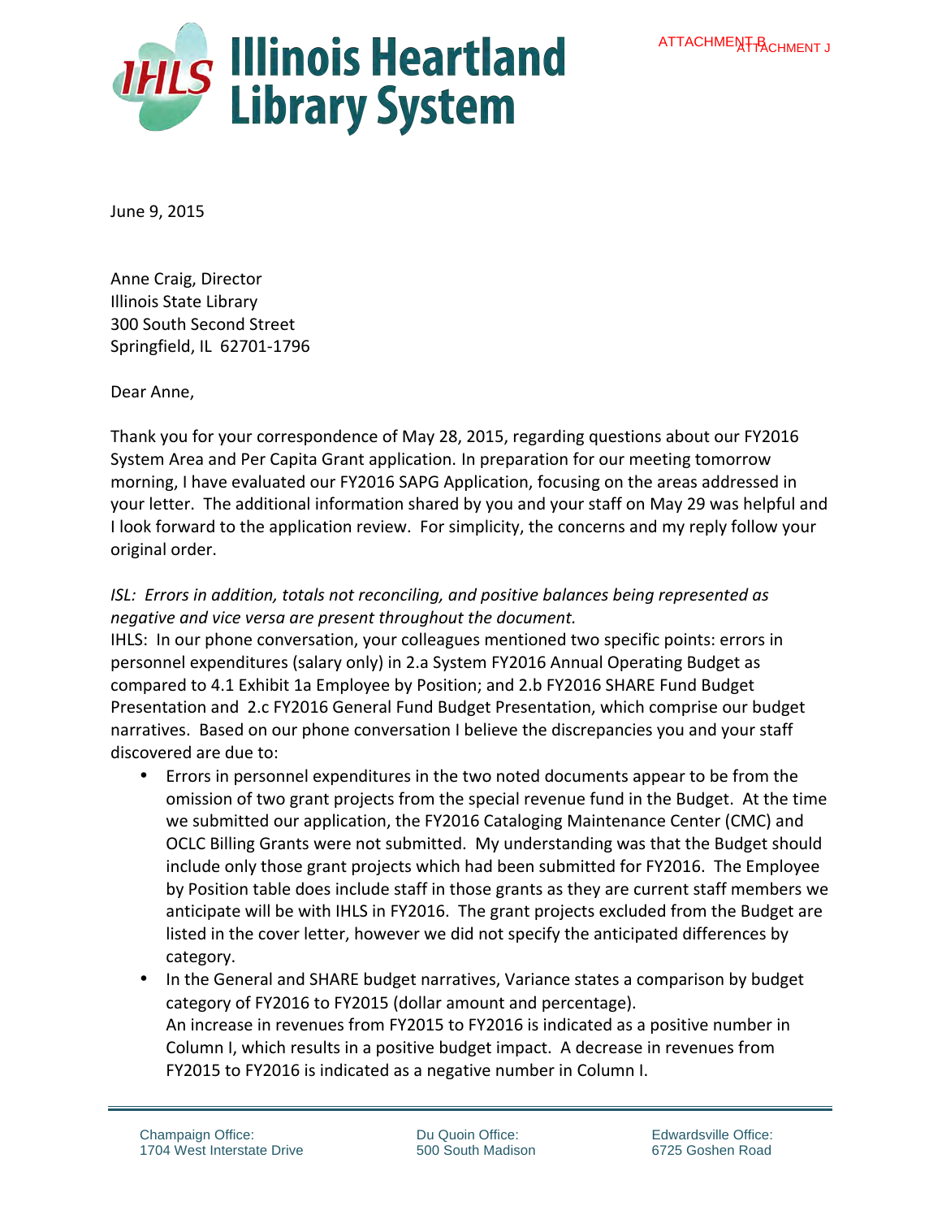ATTACHMENT J

# Illinois Heartland Library System

June 9, 2015

Anne Craig, Director
Illinois State Library
300 South Second Street
Springfield, IL 62701-1796

Dear Anne,

Thank you for your correspondence of May 28, 2015, regarding questions about our FY2016 System Area and Per Capita Grant application. In preparation for our meeting tomorrow morning, I have evaluated our FY2016 SAPG Application, focusing on the areas addressed in your letter. The additional information shared by you and your staff on May 29 was helpful and I look forward to the application review. For simplicity, the concerns and my reply follow your original order.

*ISL: Errors in addition, totals not reconciling, and positive balances being represented as negative and vice versa are present throughout the document.*

IHLS: In our phone conversation, your colleagues mentioned two specific points: errors in personnel expenditures (salary only) in 2.a System FY2016 Annual Operating Budget as compared to 4.1 Exhibit 1a Employee by Position; and 2.b FY2016 SHARE Fund Budget Presentation and 2.c FY2016 General Fund Budget Presentation, which comprise our budget narratives. Based on our phone conversation I believe the discrepancies you and your staff discovered are due to:

- Errors in personnel expenditures in the two noted documents appear to be from the omission of two grant projects from the special revenue fund in the Budget. At the time we submitted our application, the FY2016 Cataloging Maintenance Center (CMC) and OCLC Billing Grants were not submitted. My understanding was that the Budget should include only those grant projects which had been submitted for FY2016. The Employee by Position table does include staff in those grants as they are current staff members we anticipate will be with IHLS in FY2016. The grant projects excluded from the Budget are listed in the cover letter, however we did not specify the anticipated differences by category.
- In the General and SHARE budget narratives, Variance states a comparison by budget category of FY2016 to FY2015 (dollar amount and percentage).
  An increase in revenues from FY2015 to FY2016 is indicated as a positive number in Column I, which results in a positive budget impact. A decrease in revenues from FY2015 to FY2016 is indicated as a negative number in Column I.

Champaign Office:
1704 West Interstate Drive

Du Quoin Office:
500 South Madison

Edwardsville Office:
6725 Goshen Road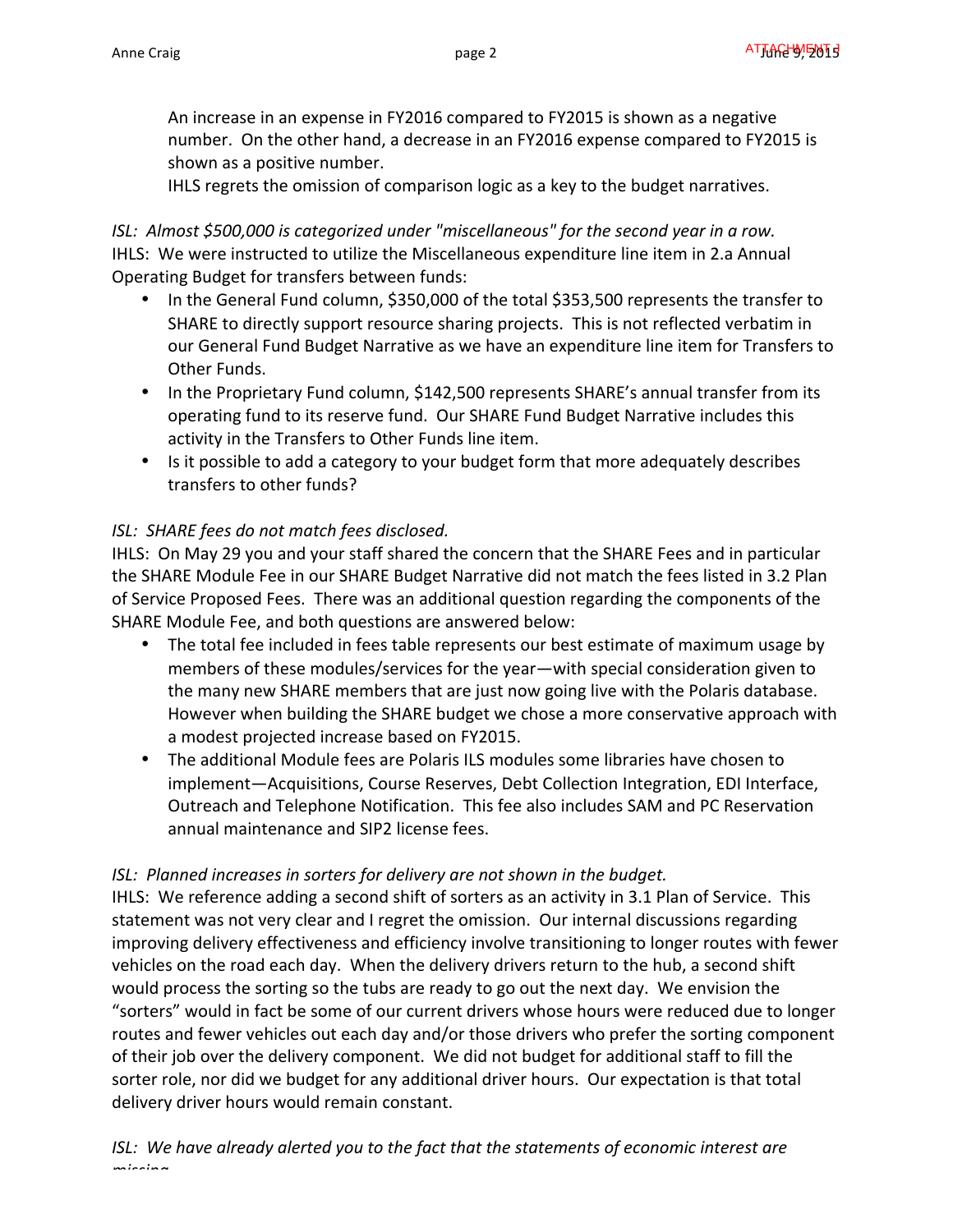An increase in an expense in FY2016 compared to FY2015 is shown as a negative number. On the other hand, a decrease in an FY2016 expense compared to FY2015 is shown as a positive number.

IHLS regrets the omission of comparison logic as a key to the budget narratives.

*ISL: Almost $500,000 is categorized under "miscellaneous" for the second year in a row.*

IHLS: We were instructed to utilize the Miscellaneous expenditure line item in 2.a Annual Operating Budget for transfers between funds:

- In the General Fund column, $350,000 of the total $353,500 represents the transfer to SHARE to directly support resource sharing projects. This is not reflected verbatim in our General Fund Budget Narrative as we have an expenditure line item for Transfers to Other Funds.
- In the Proprietary Fund column, $142,500 represents SHARE's annual transfer from its operating fund to its reserve fund. Our SHARE Fund Budget Narrative includes this activity in the Transfers to Other Funds line item.
- Is it possible to add a category to your budget form that more adequately describes transfers to other funds?

*ISL: SHARE fees do not match fees disclosed.*

IHLS: On May 29 you and your staff shared the concern that the SHARE Fees and in particular the SHARE Module Fee in our SHARE Budget Narrative did not match the fees listed in 3.2 Plan of Service Proposed Fees. There was an additional question regarding the components of the SHARE Module Fee, and both questions are answered below:

- The total fee included in fees table represents our best estimate of maximum usage by members of these modules/services for the year—with special consideration given to the many new SHARE members that are just now going live with the Polaris database. However when building the SHARE budget we chose a more conservative approach with a modest projected increase based on FY2015.
- The additional Module fees are Polaris ILS modules some libraries have chosen to implement—Acquisitions, Course Reserves, Debt Collection Integration, EDI Interface, Outreach and Telephone Notification. This fee also includes SAM and PC Reservation annual maintenance and SIP2 license fees.

*ISL: Planned increases in sorters for delivery are not shown in the budget.*

IHLS: We reference adding a second shift of sorters as an activity in 3.1 Plan of Service. This statement was not very clear and I regret the omission. Our internal discussions regarding improving delivery effectiveness and efficiency involve transitioning to longer routes with fewer vehicles on the road each day. When the delivery drivers return to the hub, a second shift would process the sorting so the tubs are ready to go out the next day. We envision the "sorters" would in fact be some of our current drivers whose hours were reduced due to longer routes and fewer vehicles out each day and/or those drivers who prefer the sorting component of their job over the delivery component. We did not budget for additional staff to fill the sorter role, nor did we budget for any additional driver hours. Our expectation is that total delivery driver hours would remain constant.

*ISL: We have already alerted you to the fact that the statements of economic interest are missing.*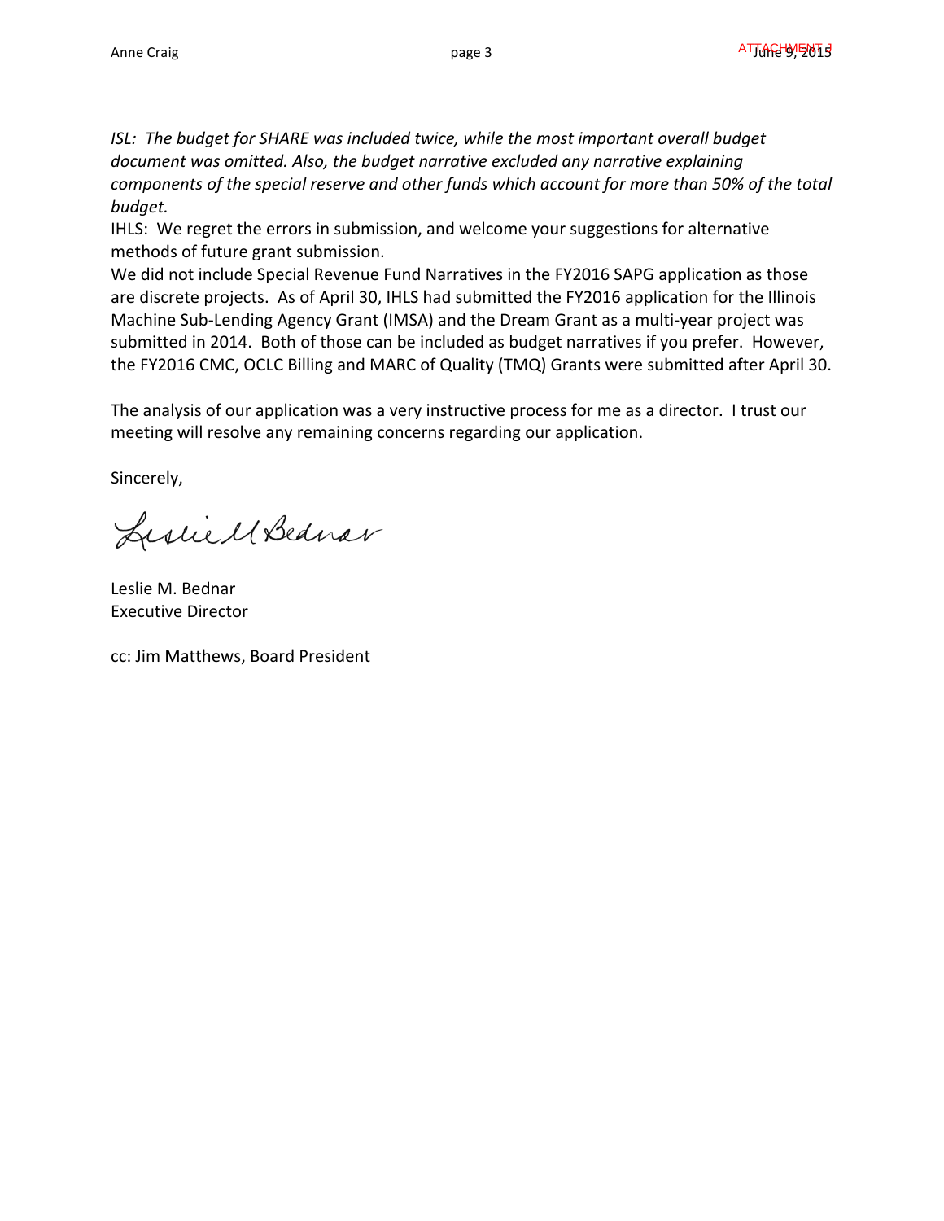*ISL: The budget for SHARE was included twice, while the most important overall budget document was omitted. Also, the budget narrative excluded any narrative explaining components of the special reserve and other funds which account for more than 50% of the total budget.*

IHLS: We regret the errors in submission, and welcome your suggestions for alternative methods of future grant submission.

We did not include Special Revenue Fund Narratives in the FY2016 SAPG application as those are discrete projects. As of April 30, IHLS had submitted the FY2016 application for the Illinois Machine Sub-Lending Agency Grant (IMSA) and the Dream Grant as a multi-year project was submitted in 2014. Both of those can be included as budget narratives if you prefer. However, the FY2016 CMC, OCLC Billing and MARC of Quality (TMQ) Grants were submitted after April 30.

The analysis of our application was a very instructive process for me as a director. I trust our meeting will resolve any remaining concerns regarding our application.

Sincerely,

Leslie M Bednar

Leslie M. Bednar
Executive Director

cc: Jim Matthews, Board President